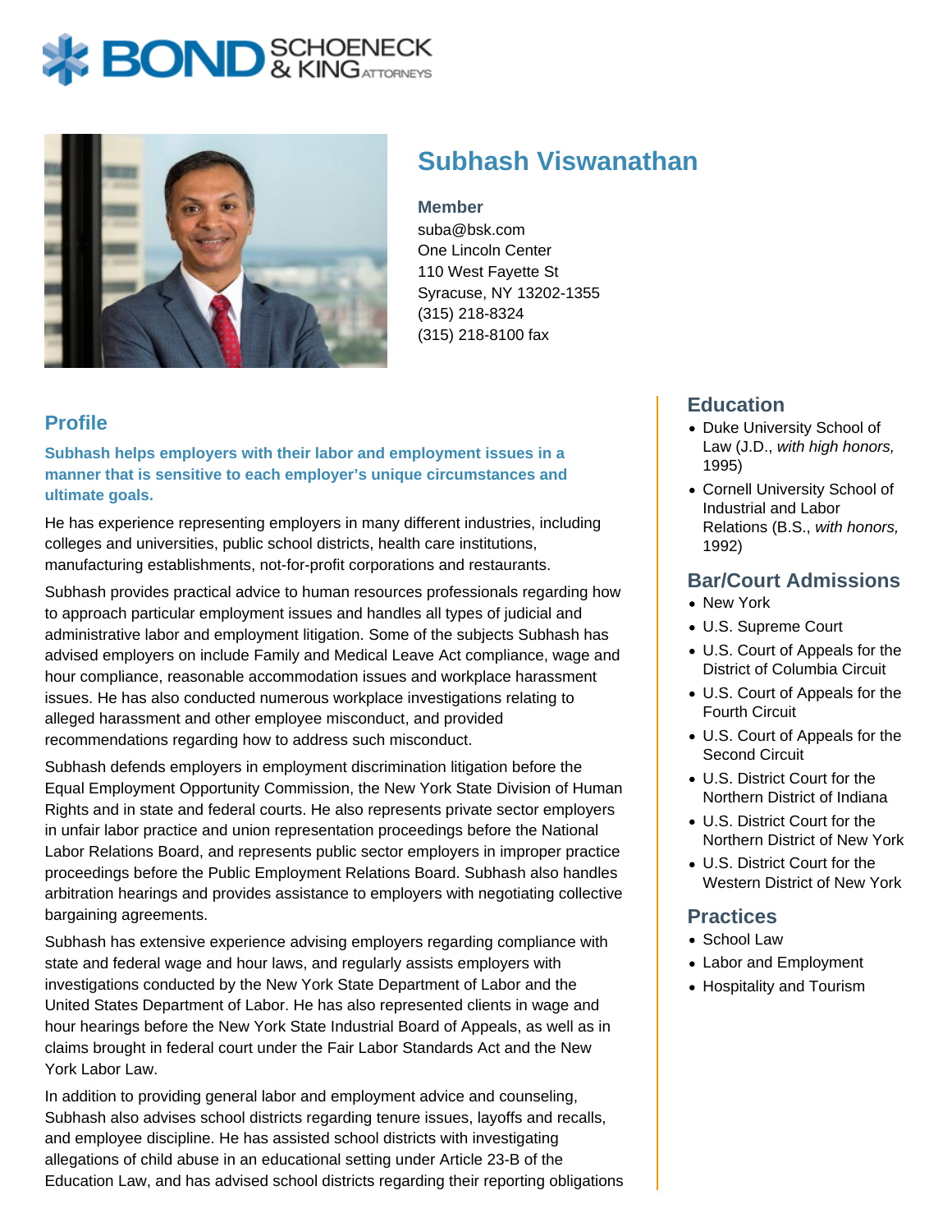# Subhash Viswanathan

**Member**
suba@bsk.com
One Lincoln Center
110 West Fayette St
Syracuse, NY 13202-1355
(315) 218-8324
(315) 218-8100 fax

## Profile

**Subhash helps employers with their labor and employment issues in a manner that is sensitive to each employer's unique circumstances and ultimate goals.**

He has experience representing employers in many different industries, including colleges and universities, public school districts, health care institutions, manufacturing establishments, not-for-profit corporations and restaurants.

Subhash provides practical advice to human resources professionals regarding how to approach particular employment issues and handles all types of judicial and administrative labor and employment litigation. Some of the subjects Subhash has advised employers on include Family and Medical Leave Act compliance, wage and hour compliance, reasonable accommodation issues and workplace harassment issues. He has also conducted numerous workplace investigations relating to alleged harassment and other employee misconduct, and provided recommendations regarding how to address such misconduct.

Subhash defends employers in employment discrimination litigation before the Equal Employment Opportunity Commission, the New York State Division of Human Rights and in state and federal courts. He also represents private sector employers in unfair labor practice and union representation proceedings before the National Labor Relations Board, and represents public sector employers in improper practice proceedings before the Public Employment Relations Board. Subhash also handles arbitration hearings and provides assistance to employers with negotiating collective bargaining agreements.

Subhash has extensive experience advising employers regarding compliance with state and federal wage and hour laws, and regularly assists employers with investigations conducted by the New York State Department of Labor and the United States Department of Labor. He has also represented clients in wage and hour hearings before the New York State Industrial Board of Appeals, as well as in claims brought in federal court under the Fair Labor Standards Act and the New York Labor Law.

In addition to providing general labor and employment advice and counseling, Subhash also advises school districts regarding tenure issues, layoffs and recalls, and employee discipline. He has assisted school districts with investigating allegations of child abuse in an educational setting under Article 23-B of the Education Law, and has advised school districts regarding their reporting obligations

## Education

- Duke University School of Law (J.D., *with high honors,* 1995)
- Cornell University School of Industrial and Labor Relations (B.S., *with honors,* 1992)

## Bar/Court Admissions

- New York
- U.S. Supreme Court
- U.S. Court of Appeals for the District of Columbia Circuit
- U.S. Court of Appeals for the Fourth Circuit
- U.S. Court of Appeals for the Second Circuit
- U.S. District Court for the Northern District of Indiana
- U.S. District Court for the Northern District of New York
- U.S. District Court for the Western District of New York

## Practices

- School Law
- Labor and Employment
- Hospitality and Tourism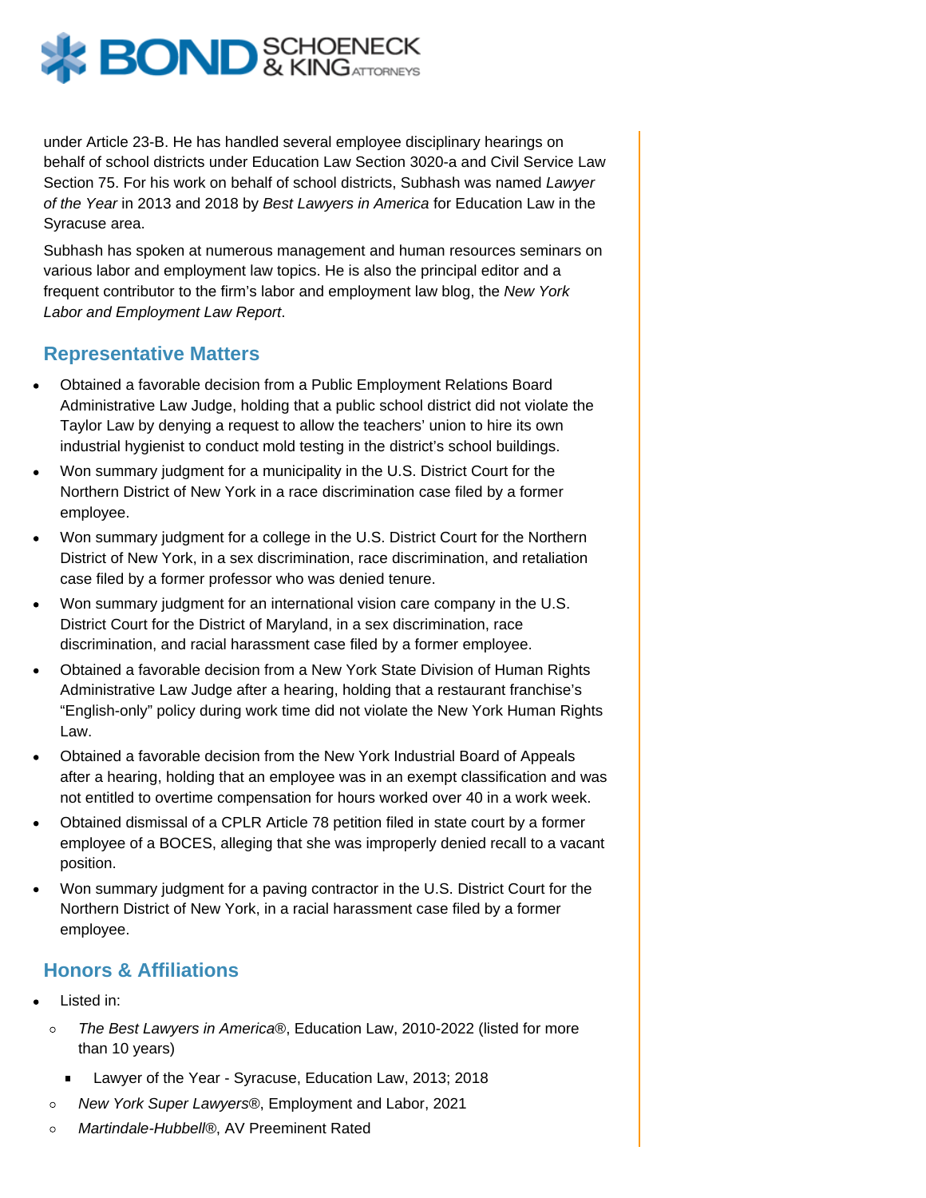under Article 23-B. He has handled several employee disciplinary hearings on behalf of school districts under Education Law Section 3020-a and Civil Service Law Section 75. For his work on behalf of school districts, Subhash was named *Lawyer of the Year* in 2013 and 2018 by *Best Lawyers in America* for Education Law in the Syracuse area.

Subhash has spoken at numerous management and human resources seminars on various labor and employment law topics. He is also the principal editor and a frequent contributor to the firm's labor and employment law blog, the *New York Labor and Employment Law Report*.

## Representative Matters

- Obtained a favorable decision from a Public Employment Relations Board Administrative Law Judge, holding that a public school district did not violate the Taylor Law by denying a request to allow the teachers' union to hire its own industrial hygienist to conduct mold testing in the district's school buildings.
- Won summary judgment for a municipality in the U.S. District Court for the Northern District of New York in a race discrimination case filed by a former employee.
- Won summary judgment for a college in the U.S. District Court for the Northern District of New York, in a sex discrimination, race discrimination, and retaliation case filed by a former professor who was denied tenure.
- Won summary judgment for an international vision care company in the U.S. District Court for the District of Maryland, in a sex discrimination, race discrimination, and racial harassment case filed by a former employee.
- Obtained a favorable decision from a New York State Division of Human Rights Administrative Law Judge after a hearing, holding that a restaurant franchise's "English-only" policy during work time did not violate the New York Human Rights Law.
- Obtained a favorable decision from the New York Industrial Board of Appeals after a hearing, holding that an employee was in an exempt classification and was not entitled to overtime compensation for hours worked over 40 in a work week.
- Obtained dismissal of a CPLR Article 78 petition filed in state court by a former employee of a BOCES, alleging that she was improperly denied recall to a vacant position.
- Won summary judgment for a paving contractor in the U.S. District Court for the Northern District of New York, in a racial harassment case filed by a former employee.

## Honors & Affiliations

- Listed in:
  - *The Best Lawyers in America*®, Education Law, 2010-2022 (listed for more than 10 years)
    - Lawyer of the Year - Syracuse, Education Law, 2013; 2018
  - *New York Super Lawyers*®, Employment and Labor, 2021
  - *Martindale-Hubbell*®, AV Preeminent Rated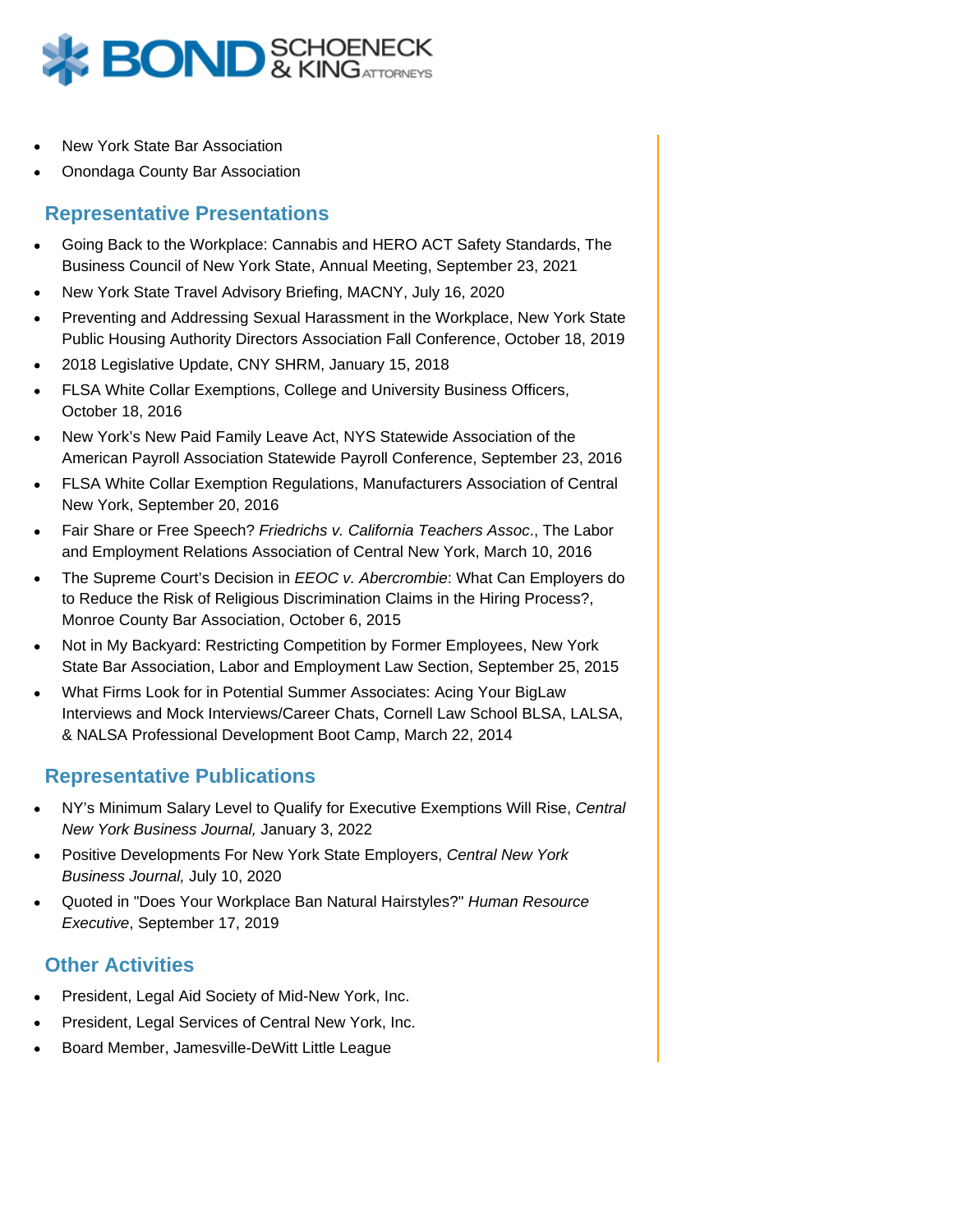- New York State Bar Association
- Onondaga County Bar Association

## Representative Presentations

- Going Back to the Workplace: Cannabis and HERO ACT Safety Standards, The Business Council of New York State, Annual Meeting, September 23, 2021
- New York State Travel Advisory Briefing, MACNY, July 16, 2020
- Preventing and Addressing Sexual Harassment in the Workplace, New York State Public Housing Authority Directors Association Fall Conference, October 18, 2019
- 2018 Legislative Update, CNY SHRM, January 15, 2018
- FLSA White Collar Exemptions, College and University Business Officers, October 18, 2016
- New York's New Paid Family Leave Act, NYS Statewide Association of the American Payroll Association Statewide Payroll Conference, September 23, 2016
- FLSA White Collar Exemption Regulations, Manufacturers Association of Central New York, September 20, 2016
- Fair Share or Free Speech? *Friedrichs v. California Teachers Assoc*., The Labor and Employment Relations Association of Central New York, March 10, 2016
- The Supreme Court's Decision in *EEOC v. Abercrombie*: What Can Employers do to Reduce the Risk of Religious Discrimination Claims in the Hiring Process?, Monroe County Bar Association, October 6, 2015
- Not in My Backyard: Restricting Competition by Former Employees, New York State Bar Association, Labor and Employment Law Section, September 25, 2015
- What Firms Look for in Potential Summer Associates: Acing Your BigLaw Interviews and Mock Interviews/Career Chats, Cornell Law School BLSA, LALSA, & NALSA Professional Development Boot Camp, March 22, 2014

## Representative Publications

- NY's Minimum Salary Level to Qualify for Executive Exemptions Will Rise, *Central New York Business Journal,* January 3, 2022
- Positive Developments For New York State Employers, *Central New York Business Journal,* July 10, 2020
- Quoted in "Does Your Workplace Ban Natural Hairstyles?" *Human Resource Executive*, September 17, 2019

## Other Activities

- President, Legal Aid Society of Mid-New York, Inc.
- President, Legal Services of Central New York, Inc.
- Board Member, Jamesville-DeWitt Little League